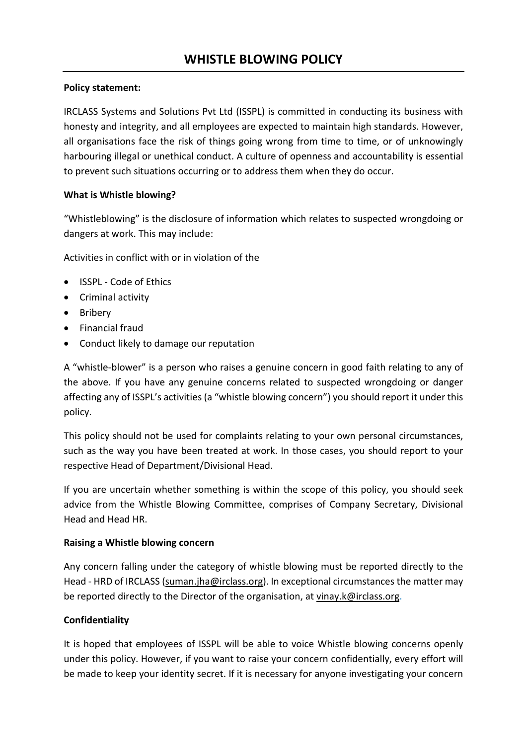# WHISTLE BLOWING POLICY

**Policy statement:**

IRCLASS Systems and Solutions Pvt Ltd (ISSPL) is committed in conducting its business with honesty and integrity, and all employees are expected to maintain high standards. However, all organisations face the risk of things going wrong from time to time, or of unknowingly harbouring illegal or unethical conduct. A culture of openness and accountability is essential to prevent such situations occurring or to address them when they do occur.

**What is Whistle blowing?**

"Whistleblowing" is the disclosure of information which relates to suspected wrongdoing or dangers at work. This may include:

Activities in conflict with or in violation of the

- ISSPL - Code of Ethics
- Criminal activity
- Bribery
- Financial fraud
- Conduct likely to damage our reputation

A "whistle-blower" is a person who raises a genuine concern in good faith relating to any of the above. If you have any genuine concerns related to suspected wrongdoing or danger affecting any of ISSPL's activities (a "whistle blowing concern") you should report it under this policy.

This policy should not be used for complaints relating to your own personal circumstances, such as the way you have been treated at work. In those cases, you should report to your respective Head of Department/Divisional Head.

If you are uncertain whether something is within the scope of this policy, you should seek advice from the Whistle Blowing Committee, comprises of Company Secretary, Divisional Head and Head HR.

**Raising a Whistle blowing concern**

Any concern falling under the category of whistle blowing must be reported directly to the Head - HRD of IRCLASS (suman.jha@irclass.org). In exceptional circumstances the matter may be reported directly to the Director of the organisation, at vinay.k@irclass.org.

**Confidentiality**

It is hoped that employees of ISSPL will be able to voice Whistle blowing concerns openly under this policy. However, if you want to raise your concern confidentially, every effort will be made to keep your identity secret. If it is necessary for anyone investigating your concern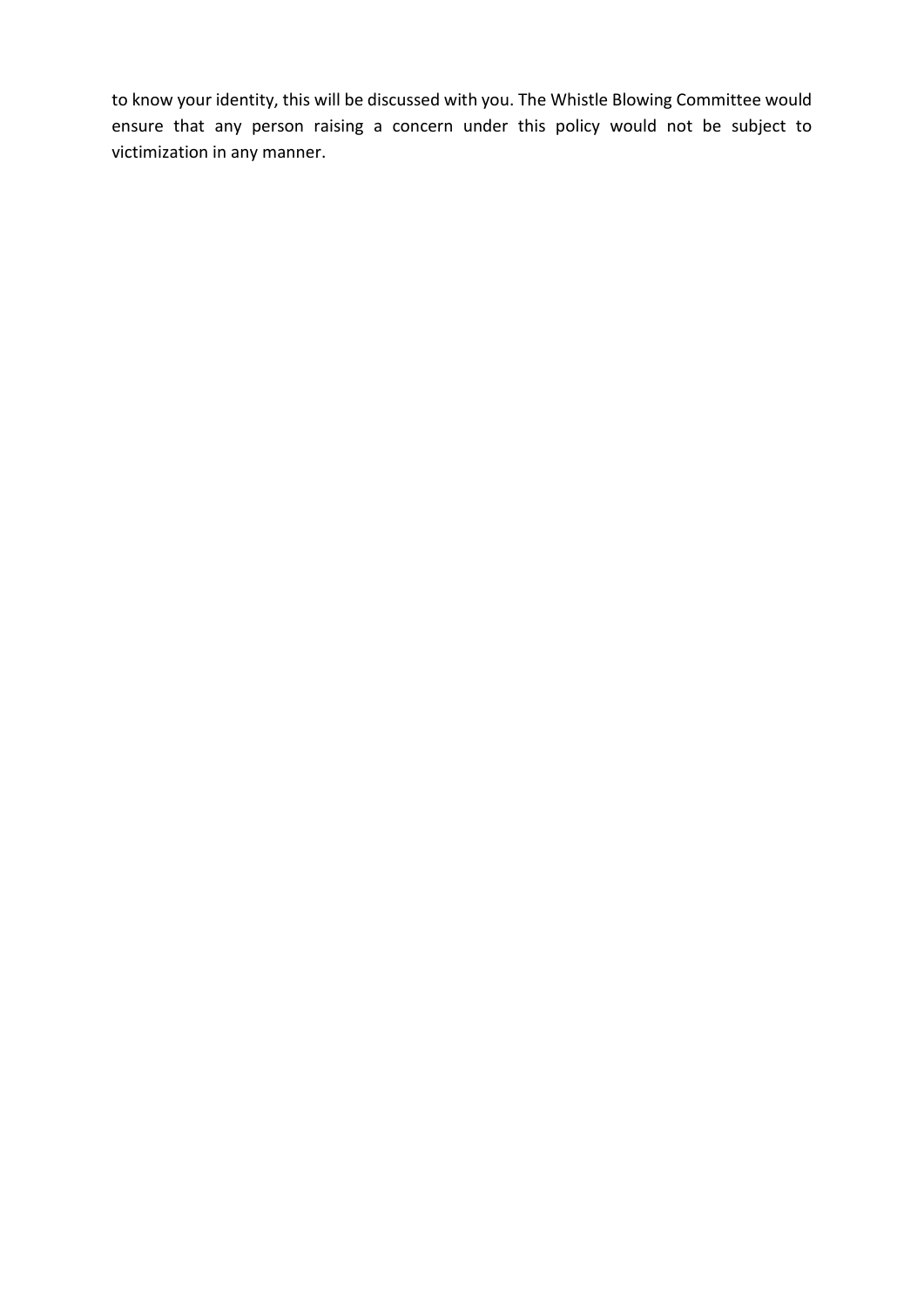to know your identity, this will be discussed with you. The Whistle Blowing Committee would ensure that any person raising a concern under this policy would not be subject to victimization in any manner.